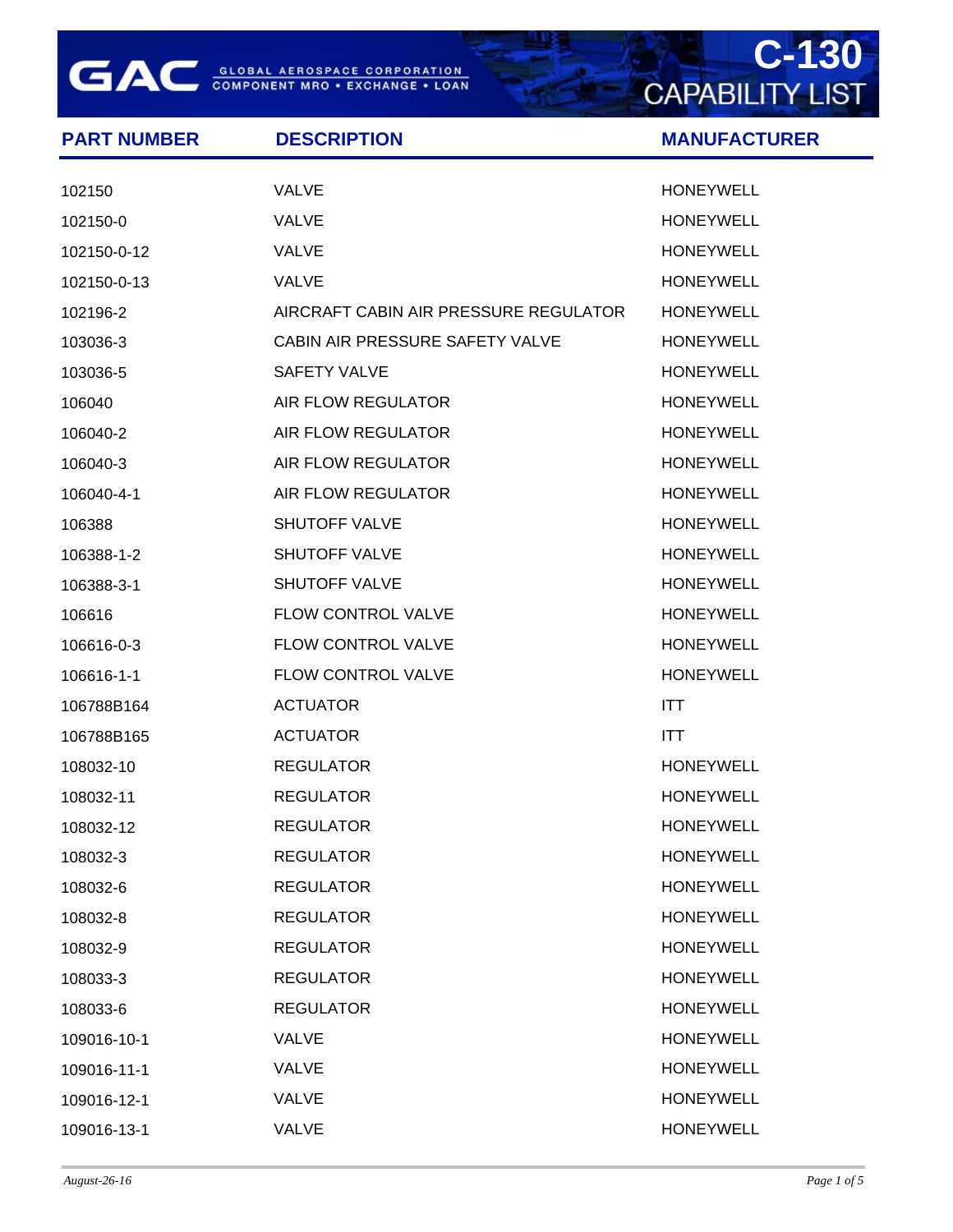# GAC GLOBAL AEROSPACE CORPORATION

COMPONENT MRO • EXCHANGE • LOAN

# C-130 CAPABILITY LIST

| PART NUMBER | DESCRIPTION | MANUFACTURER |
|---|---|---|
| 102150 | VALVE | HONEYWELL |
| 102150-0 | VALVE | HONEYWELL |
| 102150-0-12 | VALVE | HONEYWELL |
| 102150-0-13 | VALVE | HONEYWELL |
| 102196-2 | AIRCRAFT CABIN AIR PRESSURE REGULATOR | HONEYWELL |
| 103036-3 | CABIN AIR PRESSURE SAFETY VALVE | HONEYWELL |
| 103036-5 | SAFETY VALVE | HONEYWELL |
| 106040 | AIR FLOW REGULATOR | HONEYWELL |
| 106040-2 | AIR FLOW REGULATOR | HONEYWELL |
| 106040-3 | AIR FLOW REGULATOR | HONEYWELL |
| 106040-4-1 | AIR FLOW REGULATOR | HONEYWELL |
| 106388 | SHUTOFF VALVE | HONEYWELL |
| 106388-1-2 | SHUTOFF VALVE | HONEYWELL |
| 106388-3-1 | SHUTOFF VALVE | HONEYWELL |
| 106616 | FLOW CONTROL VALVE | HONEYWELL |
| 106616-0-3 | FLOW CONTROL VALVE | HONEYWELL |
| 106616-1-1 | FLOW CONTROL VALVE | HONEYWELL |
| 106788B164 | ACTUATOR | ITT |
| 106788B165 | ACTUATOR | ITT |
| 108032-10 | REGULATOR | HONEYWELL |
| 108032-11 | REGULATOR | HONEYWELL |
| 108032-12 | REGULATOR | HONEYWELL |
| 108032-3 | REGULATOR | HONEYWELL |
| 108032-6 | REGULATOR | HONEYWELL |
| 108032-8 | REGULATOR | HONEYWELL |
| 108032-9 | REGULATOR | HONEYWELL |
| 108033-3 | REGULATOR | HONEYWELL |
| 108033-6 | REGULATOR | HONEYWELL |
| 109016-10-1 | VALVE | HONEYWELL |
| 109016-11-1 | VALVE | HONEYWELL |
| 109016-12-1 | VALVE | HONEYWELL |
| 109016-13-1 | VALVE | HONEYWELL |

*August-26-16*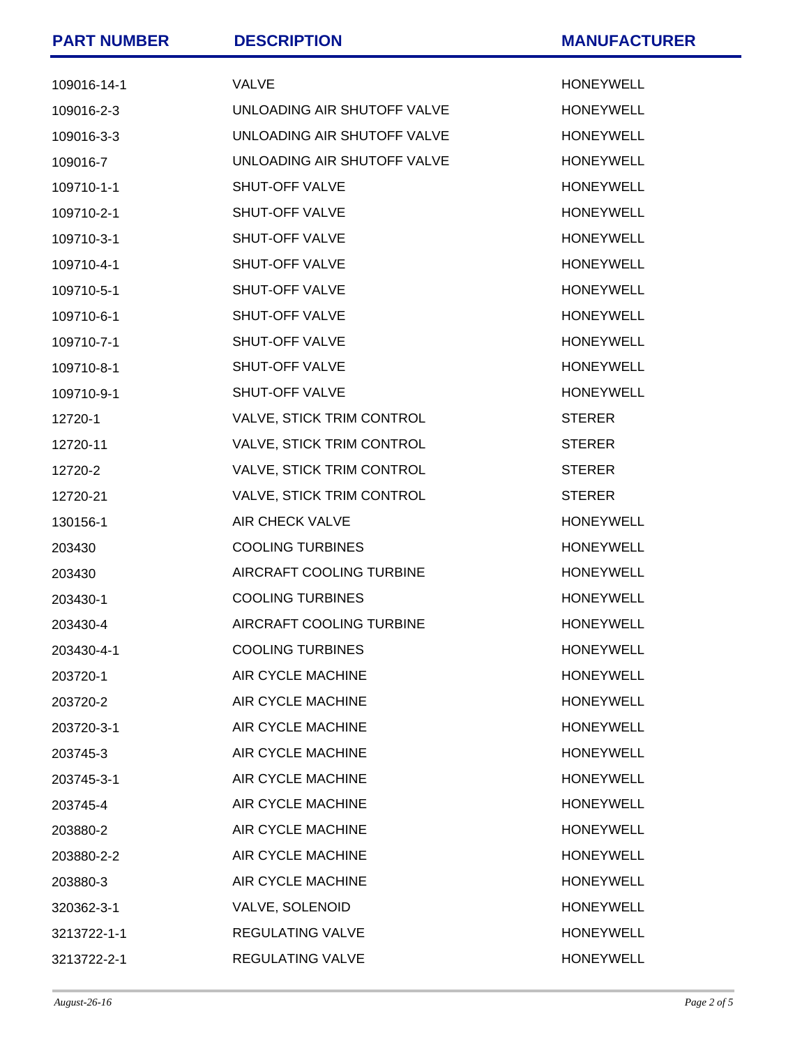| PART NUMBER | DESCRIPTION | MANUFACTURER |
|---|---|---|
| 109016-14-1 | VALVE | HONEYWELL |
| 109016-2-3 | UNLOADING AIR SHUTOFF VALVE | HONEYWELL |
| 109016-3-3 | UNLOADING AIR SHUTOFF VALVE | HONEYWELL |
| 109016-7 | UNLOADING AIR SHUTOFF VALVE | HONEYWELL |
| 109710-1-1 | SHUT-OFF VALVE | HONEYWELL |
| 109710-2-1 | SHUT-OFF VALVE | HONEYWELL |
| 109710-3-1 | SHUT-OFF VALVE | HONEYWELL |
| 109710-4-1 | SHUT-OFF VALVE | HONEYWELL |
| 109710-5-1 | SHUT-OFF VALVE | HONEYWELL |
| 109710-6-1 | SHUT-OFF VALVE | HONEYWELL |
| 109710-7-1 | SHUT-OFF VALVE | HONEYWELL |
| 109710-8-1 | SHUT-OFF VALVE | HONEYWELL |
| 109710-9-1 | SHUT-OFF VALVE | HONEYWELL |
| 12720-1 | VALVE, STICK TRIM CONTROL | STERER |
| 12720-11 | VALVE, STICK TRIM CONTROL | STERER |
| 12720-2 | VALVE, STICK TRIM CONTROL | STERER |
| 12720-21 | VALVE, STICK TRIM CONTROL | STERER |
| 130156-1 | AIR CHECK VALVE | HONEYWELL |
| 203430 | COOLING TURBINES | HONEYWELL |
| 203430 | AIRCRAFT COOLING TURBINE | HONEYWELL |
| 203430-1 | COOLING TURBINES | HONEYWELL |
| 203430-4 | AIRCRAFT COOLING TURBINE | HONEYWELL |
| 203430-4-1 | COOLING TURBINES | HONEYWELL |
| 203720-1 | AIR CYCLE MACHINE | HONEYWELL |
| 203720-2 | AIR CYCLE MACHINE | HONEYWELL |
| 203720-3-1 | AIR CYCLE MACHINE | HONEYWELL |
| 203745-3 | AIR CYCLE MACHINE | HONEYWELL |
| 203745-3-1 | AIR CYCLE MACHINE | HONEYWELL |
| 203745-4 | AIR CYCLE MACHINE | HONEYWELL |
| 203880-2 | AIR CYCLE MACHINE | HONEYWELL |
| 203880-2-2 | AIR CYCLE MACHINE | HONEYWELL |
| 203880-3 | AIR CYCLE MACHINE | HONEYWELL |
| 320362-3-1 | VALVE, SOLENOID | HONEYWELL |
| 3213722-1-1 | REGULATING VALVE | HONEYWELL |
| 3213722-2-1 | REGULATING VALVE | HONEYWELL |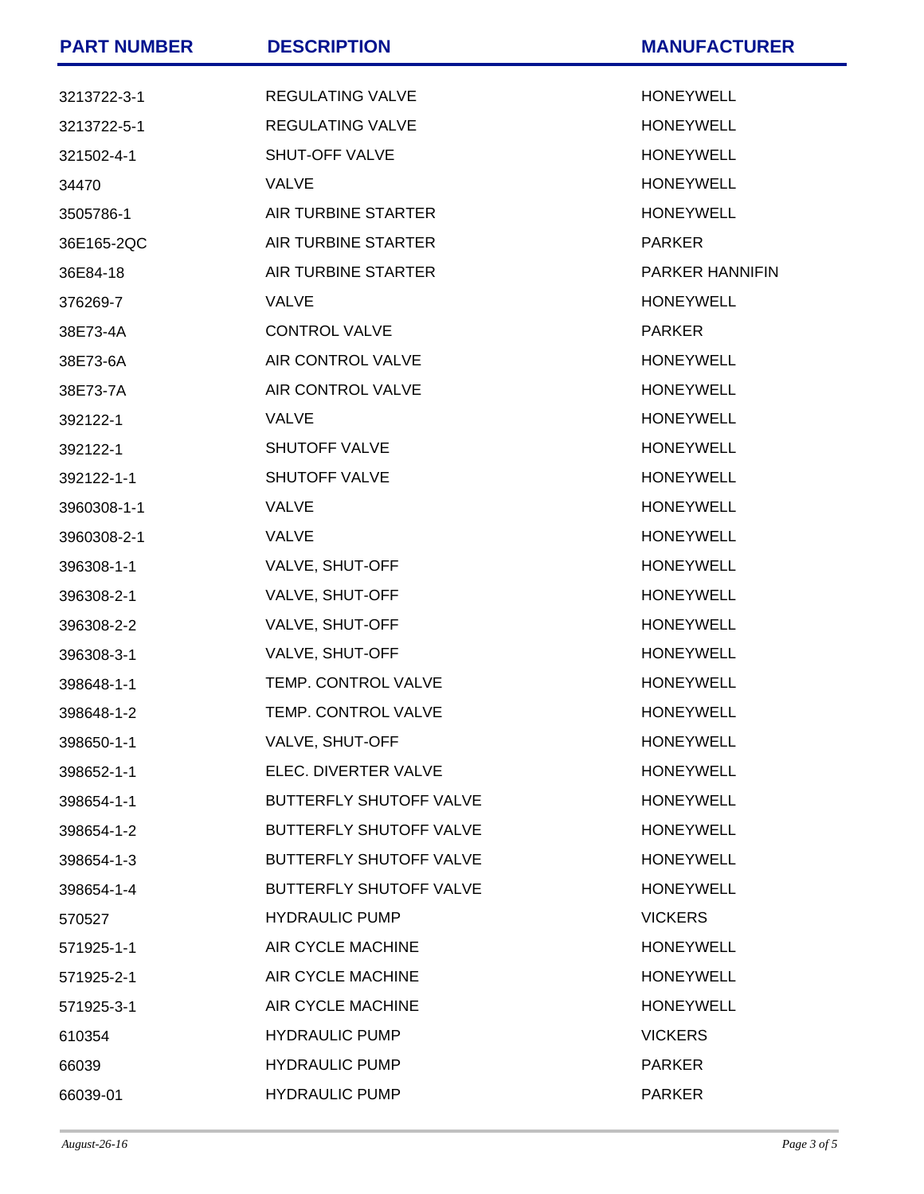| PART NUMBER | DESCRIPTION | MANUFACTURER |
| --- | --- | --- |
| 3213722-3-1 | REGULATING VALVE | HONEYWELL |
| 3213722-5-1 | REGULATING VALVE | HONEYWELL |
| 321502-4-1 | SHUT-OFF VALVE | HONEYWELL |
| 34470 | VALVE | HONEYWELL |
| 3505786-1 | AIR TURBINE STARTER | HONEYWELL |
| 36E165-2QC | AIR TURBINE STARTER | PARKER |
| 36E84-18 | AIR TURBINE STARTER | PARKER HANNIFIN |
| 376269-7 | VALVE | HONEYWELL |
| 38E73-4A | CONTROL VALVE | PARKER |
| 38E73-6A | AIR CONTROL VALVE | HONEYWELL |
| 38E73-7A | AIR CONTROL VALVE | HONEYWELL |
| 392122-1 | VALVE | HONEYWELL |
| 392122-1 | SHUTOFF VALVE | HONEYWELL |
| 392122-1-1 | SHUTOFF VALVE | HONEYWELL |
| 3960308-1-1 | VALVE | HONEYWELL |
| 3960308-2-1 | VALVE | HONEYWELL |
| 396308-1-1 | VALVE, SHUT-OFF | HONEYWELL |
| 396308-2-1 | VALVE, SHUT-OFF | HONEYWELL |
| 396308-2-2 | VALVE, SHUT-OFF | HONEYWELL |
| 396308-3-1 | VALVE, SHUT-OFF | HONEYWELL |
| 398648-1-1 | TEMP. CONTROL VALVE | HONEYWELL |
| 398648-1-2 | TEMP. CONTROL VALVE | HONEYWELL |
| 398650-1-1 | VALVE, SHUT-OFF | HONEYWELL |
| 398652-1-1 | ELEC. DIVERTER VALVE | HONEYWELL |
| 398654-1-1 | BUTTERFLY SHUTOFF VALVE | HONEYWELL |
| 398654-1-2 | BUTTERFLY SHUTOFF VALVE | HONEYWELL |
| 398654-1-3 | BUTTERFLY SHUTOFF VALVE | HONEYWELL |
| 398654-1-4 | BUTTERFLY SHUTOFF VALVE | HONEYWELL |
| 570527 | HYDRAULIC PUMP | VICKERS |
| 571925-1-1 | AIR CYCLE MACHINE | HONEYWELL |
| 571925-2-1 | AIR CYCLE MACHINE | HONEYWELL |
| 571925-3-1 | AIR CYCLE MACHINE | HONEYWELL |
| 610354 | HYDRAULIC PUMP | VICKERS |
| 66039 | HYDRAULIC PUMP | PARKER |
| 66039-01 | HYDRAULIC PUMP | PARKER |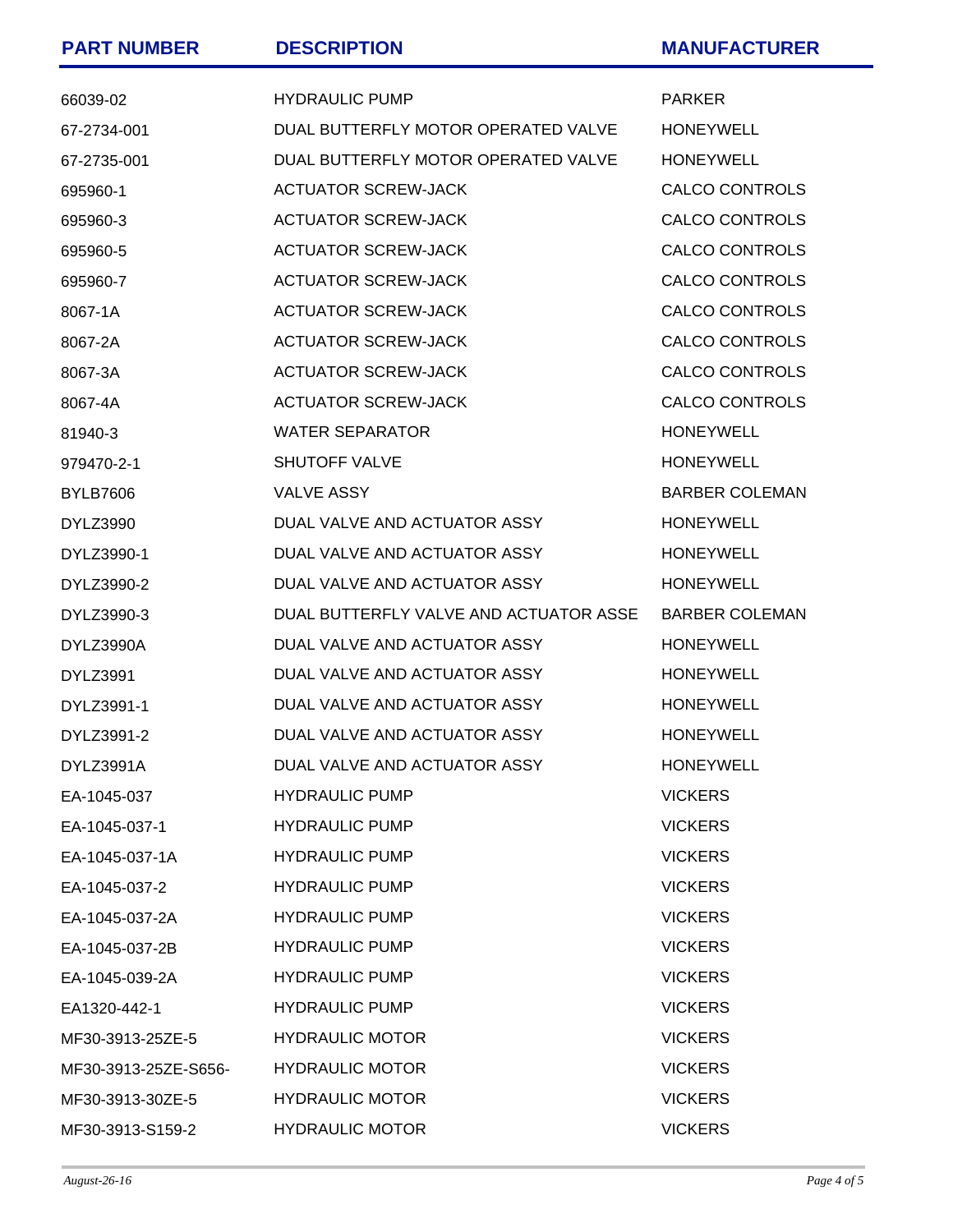| PART NUMBER | DESCRIPTION | MANUFACTURER |
| --- | --- | --- |
| 66039-02 | HYDRAULIC PUMP | PARKER |
| 67-2734-001 | DUAL BUTTERFLY MOTOR OPERATED VALVE | HONEYWELL |
| 67-2735-001 | DUAL BUTTERFLY MOTOR OPERATED VALVE | HONEYWELL |
| 695960-1 | ACTUATOR SCREW-JACK | CALCO CONTROLS |
| 695960-3 | ACTUATOR SCREW-JACK | CALCO CONTROLS |
| 695960-5 | ACTUATOR SCREW-JACK | CALCO CONTROLS |
| 695960-7 | ACTUATOR SCREW-JACK | CALCO CONTROLS |
| 8067-1A | ACTUATOR SCREW-JACK | CALCO CONTROLS |
| 8067-2A | ACTUATOR SCREW-JACK | CALCO CONTROLS |
| 8067-3A | ACTUATOR SCREW-JACK | CALCO CONTROLS |
| 8067-4A | ACTUATOR SCREW-JACK | CALCO CONTROLS |
| 81940-3 | WATER SEPARATOR | HONEYWELL |
| 979470-2-1 | SHUTOFF VALVE | HONEYWELL |
| BYLB7606 | VALVE ASSY | BARBER COLEMAN |
| DYLZ3990 | DUAL VALVE AND ACTUATOR ASSY | HONEYWELL |
| DYLZ3990-1 | DUAL VALVE AND ACTUATOR ASSY | HONEYWELL |
| DYLZ3990-2 | DUAL VALVE AND ACTUATOR ASSY | HONEYWELL |
| DYLZ3990-3 | DUAL BUTTERFLY VALVE AND ACTUATOR ASSE | BARBER COLEMAN |
| DYLZ3990A | DUAL VALVE AND ACTUATOR ASSY | HONEYWELL |
| DYLZ3991 | DUAL VALVE AND ACTUATOR ASSY | HONEYWELL |
| DYLZ3991-1 | DUAL VALVE AND ACTUATOR ASSY | HONEYWELL |
| DYLZ3991-2 | DUAL VALVE AND ACTUATOR ASSY | HONEYWELL |
| DYLZ3991A | DUAL VALVE AND ACTUATOR ASSY | HONEYWELL |
| EA-1045-037 | HYDRAULIC PUMP | VICKERS |
| EA-1045-037-1 | HYDRAULIC PUMP | VICKERS |
| EA-1045-037-1A | HYDRAULIC PUMP | VICKERS |
| EA-1045-037-2 | HYDRAULIC PUMP | VICKERS |
| EA-1045-037-2A | HYDRAULIC PUMP | VICKERS |
| EA-1045-037-2B | HYDRAULIC PUMP | VICKERS |
| EA-1045-039-2A | HYDRAULIC PUMP | VICKERS |
| EA1320-442-1 | HYDRAULIC PUMP | VICKERS |
| MF30-3913-25ZE-5 | HYDRAULIC MOTOR | VICKERS |
| MF30-3913-25ZE-S656- | HYDRAULIC MOTOR | VICKERS |
| MF30-3913-30ZE-5 | HYDRAULIC MOTOR | VICKERS |
| MF30-3913-S159-2 | HYDRAULIC MOTOR | VICKERS |

*August-26-16*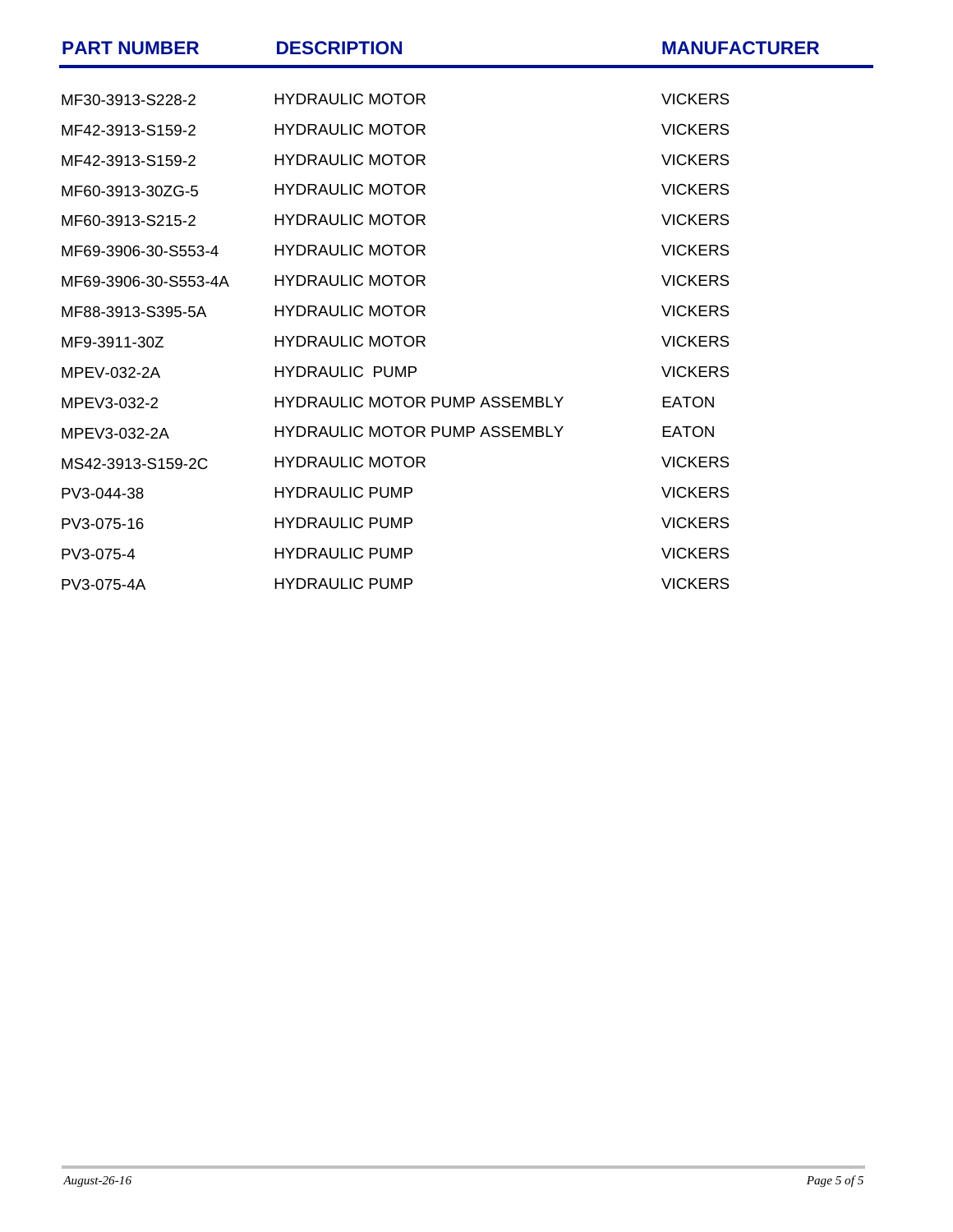| PART NUMBER | DESCRIPTION | MANUFACTURER |
|---|---|---|
| MF30-3913-S228-2 | HYDRAULIC MOTOR | VICKERS |
| MF42-3913-S159-2 | HYDRAULIC MOTOR | VICKERS |
| MF42-3913-S159-2 | HYDRAULIC MOTOR | VICKERS |
| MF60-3913-30ZG-5 | HYDRAULIC MOTOR | VICKERS |
| MF60-3913-S215-2 | HYDRAULIC MOTOR | VICKERS |
| MF69-3906-30-S553-4 | HYDRAULIC MOTOR | VICKERS |
| MF69-3906-30-S553-4A | HYDRAULIC MOTOR | VICKERS |
| MF88-3913-S395-5A | HYDRAULIC MOTOR | VICKERS |
| MF9-3911-30Z | HYDRAULIC MOTOR | VICKERS |
| MPEV-032-2A | HYDRAULIC PUMP | VICKERS |
| MPEV3-032-2 | HYDRAULIC MOTOR PUMP ASSEMBLY | EATON |
| MPEV3-032-2A | HYDRAULIC MOTOR PUMP ASSEMBLY | EATON |
| MS42-3913-S159-2C | HYDRAULIC MOTOR | VICKERS |
| PV3-044-38 | HYDRAULIC PUMP | VICKERS |
| PV3-075-16 | HYDRAULIC PUMP | VICKERS |
| PV3-075-4 | HYDRAULIC PUMP | VICKERS |
| PV3-075-4A | HYDRAULIC PUMP | VICKERS |